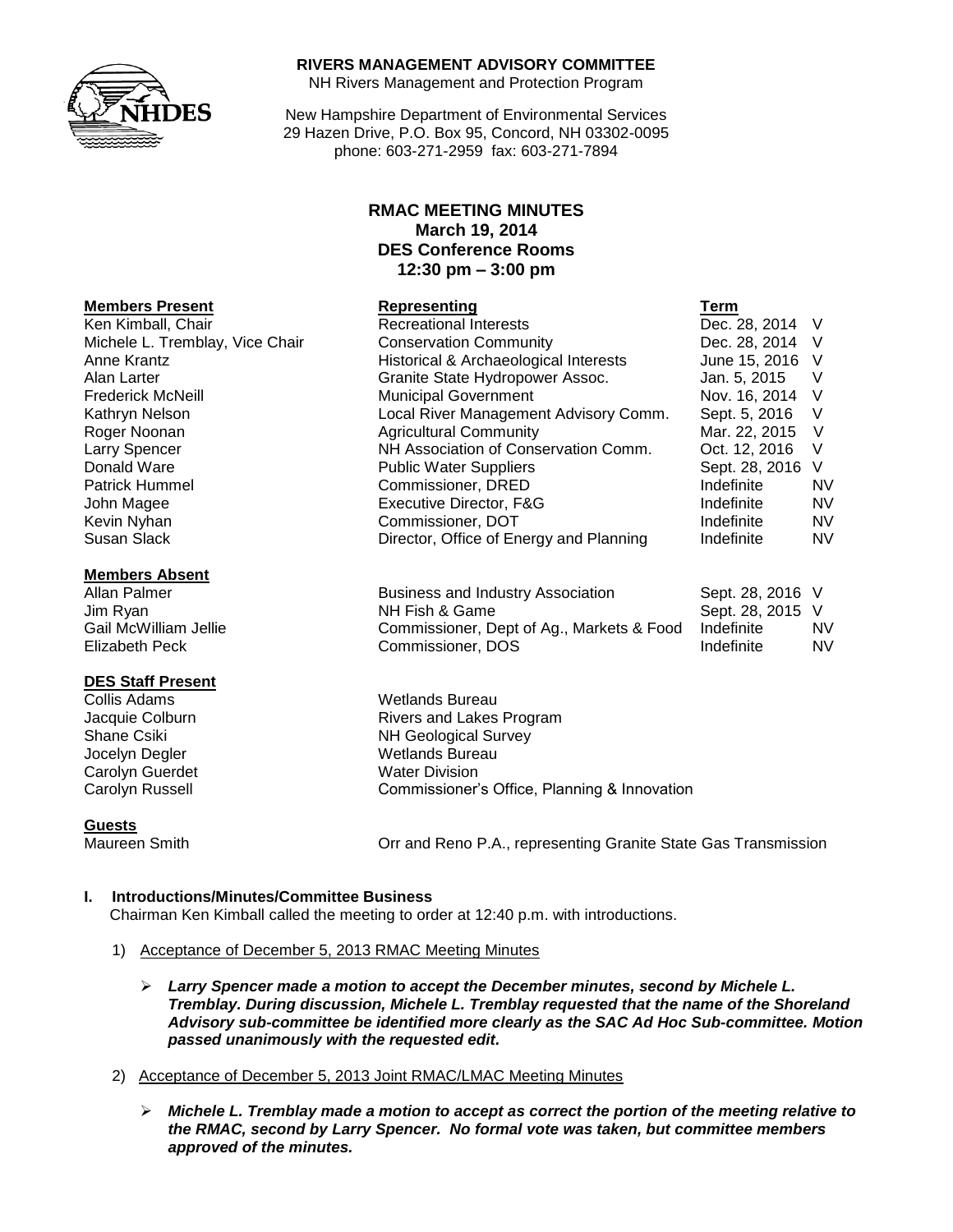**RIVERS MANAGEMENT ADVISORY COMMITTEE**
NH Rivers Management and Protection Program

New Hampshire Department of Environmental Services
29 Hazen Drive, P.O. Box 95, Concord, NH 03302-0095
phone: 603-271-2959 fax: 603-271-7894

# RMAC MEETING MINUTES
**March 19, 2014**
**DES Conference Rooms**
**12:30 pm – 3:00 pm**

| **Members Present** | **Representing** | **Term** | |
|---|---|---|---|
| Ken Kimball, Chair | Recreational Interests | Dec. 28, 2014 | V |
| Michele L. Tremblay, Vice Chair | Conservation Community | Dec. 28, 2014 | V |
| Anne Krantz | Historical & Archaeological Interests | June 15, 2016 | V |
| Alan Larter | Granite State Hydropower Assoc. | Jan. 5, 2015 | V |
| Frederick McNeill | Municipal Government | Nov. 16, 2014 | V |
| Kathryn Nelson | Local River Management Advisory Comm. | Sept. 5, 2016 | V |
| Roger Noonan | Agricultural Community | Mar. 22, 2015 | V |
| Larry Spencer | NH Association of Conservation Comm. | Oct. 12, 2016 | V |
| Donald Ware | Public Water Suppliers | Sept. 28, 2016 | V |
| Patrick Hummel | Commissioner, DRED | Indefinite | NV |
| John Magee | Executive Director, F&G | Indefinite | NV |
| Kevin Nyhan | Commissioner, DOT | Indefinite | NV |
| Susan Slack | Director, Office of Energy and Planning | Indefinite | NV |

| **Members Absent** | | | |
|---|---|---|---|
| Allan Palmer | Business and Industry Association | Sept. 28, 2016 | V |
| Jim Ryan | NH Fish & Game | Sept. 28, 2015 | V |
| Gail McWilliam Jellie | Commissioner, Dept of Ag., Markets & Food | Indefinite | NV |
| Elizabeth Peck | Commissioner, DOS | Indefinite | NV |

| **DES Staff Present** | |
|---|---|
| Collis Adams | Wetlands Bureau |
| Jacquie Colburn | Rivers and Lakes Program |
| Shane Csiki | NH Geological Survey |
| Jocelyn Degler | Wetlands Bureau |
| Carolyn Guerdet | Water Division |
| Carolyn Russell | Commissioner's Office, Planning & Innovation |

| **Guests** | |
|---|---|
| Maureen Smith | Orr and Reno P.A., representing Granite State Gas Transmission |

## I. Introductions/Minutes/Committee Business

Chairman Ken Kimball called the meeting to order at 12:40 p.m. with introductions.

1) Acceptance of December 5, 2013 RMAC Meeting Minutes

   - ***Larry Spencer made a motion to accept the December minutes, second by Michele L. Tremblay. During discussion, Michele L. Tremblay requested that the name of the Shoreland Advisory sub-committee be identified more clearly as the SAC Ad Hoc Sub-committee. Motion passed unanimously with the requested edit.***

2) Acceptance of December 5, 2013 Joint RMAC/LMAC Meeting Minutes

   - ***Michele L. Tremblay made a motion to accept as correct the portion of the meeting relative to the RMAC, second by Larry Spencer. No formal vote was taken, but committee members approved of the minutes.***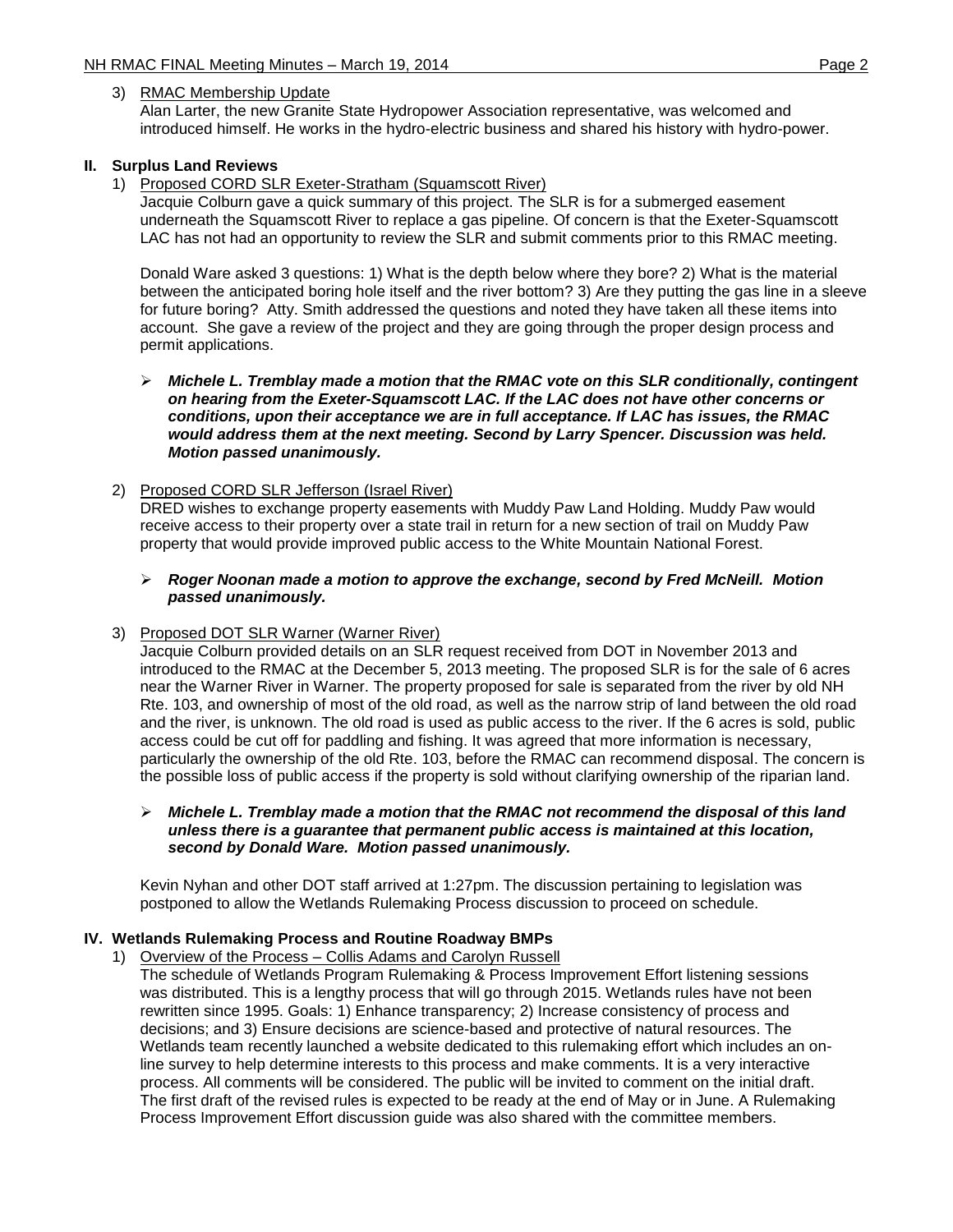3) RMAC Membership Update

Alan Larter, the new Granite State Hydropower Association representative, was welcomed and introduced himself. He works in the hydro-electric business and shared his history with hydro-power.

## II. Surplus Land Reviews

1) Proposed CORD SLR Exeter-Stratham (Squamscott River)

Jacquie Colburn gave a quick summary of this project. The SLR is for a submerged easement underneath the Squamscott River to replace a gas pipeline. Of concern is that the Exeter-Squamscott LAC has not had an opportunity to review the SLR and submit comments prior to this RMAC meeting.

Donald Ware asked 3 questions: 1) What is the depth below where they bore? 2) What is the material between the anticipated boring hole itself and the river bottom? 3) Are they putting the gas line in a sleeve for future boring? Atty. Smith addressed the questions and noted they have taken all these items into account. She gave a review of the project and they are going through the proper design process and permit applications.

- ***Michele L. Tremblay made a motion that the RMAC vote on this SLR conditionally, contingent on hearing from the Exeter-Squamscott LAC. If the LAC does not have other concerns or conditions, upon their acceptance we are in full acceptance. If LAC has issues, the RMAC would address them at the next meeting. Second by Larry Spencer. Discussion was held. Motion passed unanimously.***

2) Proposed CORD SLR Jefferson (Israel River)

DRED wishes to exchange property easements with Muddy Paw Land Holding. Muddy Paw would receive access to their property over a state trail in return for a new section of trail on Muddy Paw property that would provide improved public access to the White Mountain National Forest.

- ***Roger Noonan made a motion to approve the exchange, second by Fred McNeill. Motion passed unanimously.***

3) Proposed DOT SLR Warner (Warner River)

Jacquie Colburn provided details on an SLR request received from DOT in November 2013 and introduced to the RMAC at the December 5, 2013 meeting. The proposed SLR is for the sale of 6 acres near the Warner River in Warner. The property proposed for sale is separated from the river by old NH Rte. 103, and ownership of most of the old road, as well as the narrow strip of land between the old road and the river, is unknown. The old road is used as public access to the river. If the 6 acres is sold, public access could be cut off for paddling and fishing. It was agreed that more information is necessary, particularly the ownership of the old Rte. 103, before the RMAC can recommend disposal. The concern is the possible loss of public access if the property is sold without clarifying ownership of the riparian land.

- ***Michele L. Tremblay made a motion that the RMAC not recommend the disposal of this land unless there is a guarantee that permanent public access is maintained at this location, second by Donald Ware. Motion passed unanimously.***

Kevin Nyhan and other DOT staff arrived at 1:27pm. The discussion pertaining to legislation was postponed to allow the Wetlands Rulemaking Process discussion to proceed on schedule.

## IV. Wetlands Rulemaking Process and Routine Roadway BMPs

1) Overview of the Process – Collis Adams and Carolyn Russell

The schedule of Wetlands Program Rulemaking & Process Improvement Effort listening sessions was distributed. This is a lengthy process that will go through 2015. Wetlands rules have not been rewritten since 1995. Goals: 1) Enhance transparency; 2) Increase consistency of process and decisions; and 3) Ensure decisions are science-based and protective of natural resources. The Wetlands team recently launched a website dedicated to this rulemaking effort which includes an on-line survey to help determine interests to this process and make comments. It is a very interactive process. All comments will be considered. The public will be invited to comment on the initial draft. The first draft of the revised rules is expected to be ready at the end of May or in June. A Rulemaking Process Improvement Effort discussion guide was also shared with the committee members.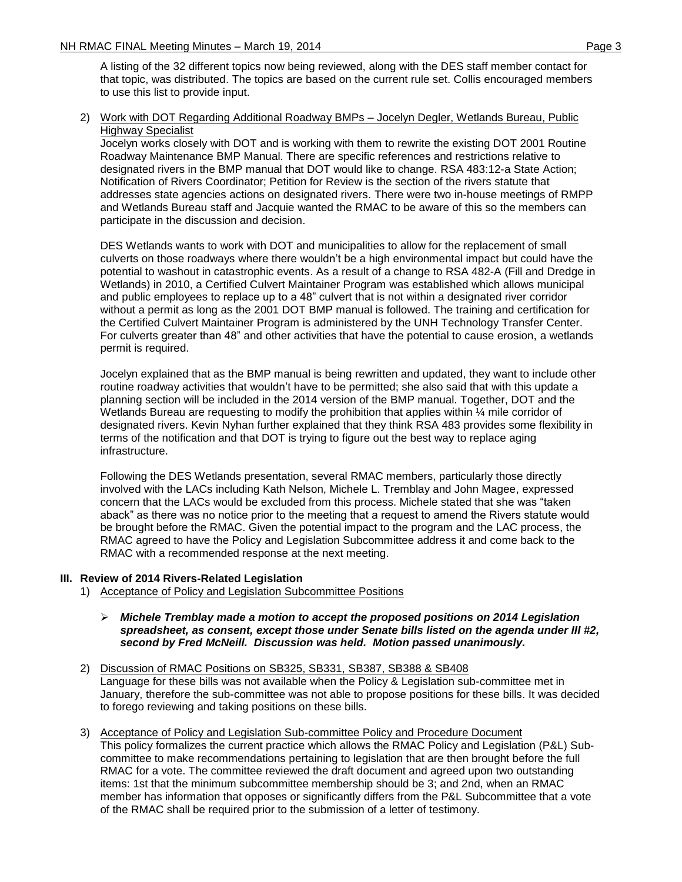A listing of the 32 different topics now being reviewed, along with the DES staff member contact for that topic, was distributed. The topics are based on the current rule set. Collis encouraged members to use this list to provide input.

2) Work with DOT Regarding Additional Roadway BMPs – Jocelyn Degler, Wetlands Bureau, Public Highway Specialist

Jocelyn works closely with DOT and is working with them to rewrite the existing DOT 2001 Routine Roadway Maintenance BMP Manual. There are specific references and restrictions relative to designated rivers in the BMP manual that DOT would like to change. RSA 483:12-a State Action; Notification of Rivers Coordinator; Petition for Review is the section of the rivers statute that addresses state agencies actions on designated rivers. There were two in-house meetings of RMPP and Wetlands Bureau staff and Jacquie wanted the RMAC to be aware of this so the members can participate in the discussion and decision.

DES Wetlands wants to work with DOT and municipalities to allow for the replacement of small culverts on those roadways where there wouldn't be a high environmental impact but could have the potential to washout in catastrophic events. As a result of a change to RSA 482-A (Fill and Dredge in Wetlands) in 2010, a Certified Culvert Maintainer Program was established which allows municipal and public employees to replace up to a 48" culvert that is not within a designated river corridor without a permit as long as the 2001 DOT BMP manual is followed. The training and certification for the Certified Culvert Maintainer Program is administered by the UNH Technology Transfer Center. For culverts greater than 48" and other activities that have the potential to cause erosion, a wetlands permit is required.

Jocelyn explained that as the BMP manual is being rewritten and updated, they want to include other routine roadway activities that wouldn't have to be permitted; she also said that with this update a planning section will be included in the 2014 version of the BMP manual. Together, DOT and the Wetlands Bureau are requesting to modify the prohibition that applies within ¼ mile corridor of designated rivers. Kevin Nyhan further explained that they think RSA 483 provides some flexibility in terms of the notification and that DOT is trying to figure out the best way to replace aging infrastructure.

Following the DES Wetlands presentation, several RMAC members, particularly those directly involved with the LACs including Kath Nelson, Michele L. Tremblay and John Magee, expressed concern that the LACs would be excluded from this process. Michele stated that she was "taken aback" as there was no notice prior to the meeting that a request to amend the Rivers statute would be brought before the RMAC. Given the potential impact to the program and the LAC process, the RMAC agreed to have the Policy and Legislation Subcommittee address it and come back to the RMAC with a recommended response at the next meeting.

## III. Review of 2014 Rivers-Related Legislation

1) Acceptance of Policy and Legislation Subcommittee Positions

   - ***Michele Tremblay made a motion to accept the proposed positions on 2014 Legislation spreadsheet, as consent, except those under Senate bills listed on the agenda under III #2, second by Fred McNeill. Discussion was held. Motion passed unanimously.***

2) Discussion of RMAC Positions on SB325, SB331, SB387, SB388 & SB408

   Language for these bills was not available when the Policy & Legislation sub-committee met in January, therefore the sub-committee was not able to propose positions for these bills. It was decided to forego reviewing and taking positions on these bills.

3) Acceptance of Policy and Legislation Sub-committee Policy and Procedure Document

   This policy formalizes the current practice which allows the RMAC Policy and Legislation (P&L) Sub-committee to make recommendations pertaining to legislation that are then brought before the full RMAC for a vote. The committee reviewed the draft document and agreed upon two outstanding items: 1st that the minimum subcommittee membership should be 3; and 2nd, when an RMAC member has information that opposes or significantly differs from the P&L Subcommittee that a vote of the RMAC shall be required prior to the submission of a letter of testimony.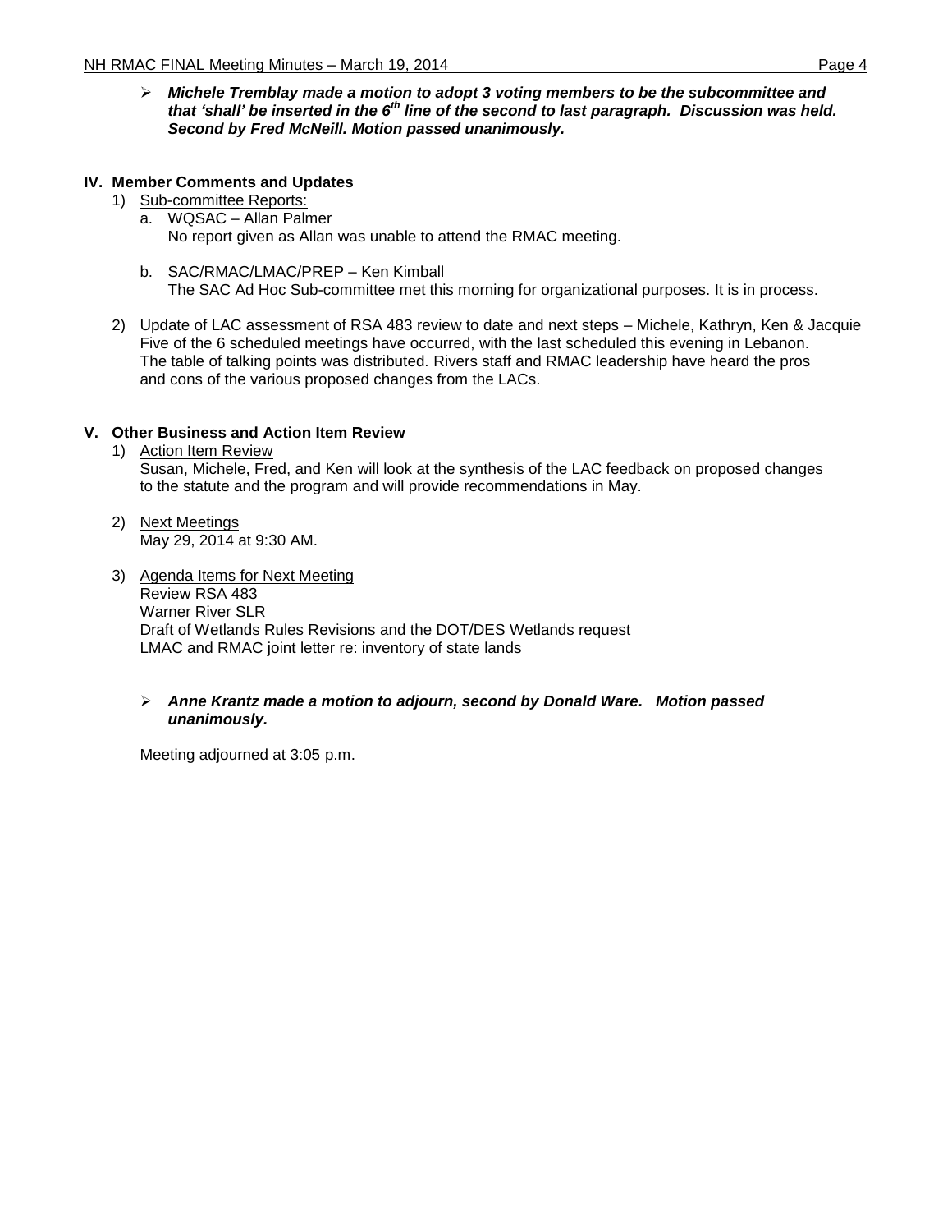- ***Michele Tremblay made a motion to adopt 3 voting members to be the subcommittee and that 'shall' be inserted in the 6th line of the second to last paragraph. Discussion was held. Second by Fred McNeill. Motion passed unanimously.***

## IV. Member Comments and Updates

1) Sub-committee Reports:
   a. WQSAC – Allan Palmer
      No report given as Allan was unable to attend the RMAC meeting.

   b. SAC/RMAC/LMAC/PREP – Ken Kimball
      The SAC Ad Hoc Sub-committee met this morning for organizational purposes. It is in process.

2) Update of LAC assessment of RSA 483 review to date and next steps – Michele, Kathryn, Ken & Jacquie
   Five of the 6 scheduled meetings have occurred, with the last scheduled this evening in Lebanon. The table of talking points was distributed. Rivers staff and RMAC leadership have heard the pros and cons of the various proposed changes from the LACs.

## V. Other Business and Action Item Review

1) Action Item Review
   Susan, Michele, Fred, and Ken will look at the synthesis of the LAC feedback on proposed changes to the statute and the program and will provide recommendations in May.

2) Next Meetings
   May 29, 2014 at 9:30 AM.

3) Agenda Items for Next Meeting
   Review RSA 483
   Warner River SLR
   Draft of Wetlands Rules Revisions and the DOT/DES Wetlands request
   LMAC and RMAC joint letter re: inventory of state lands

- ***Anne Krantz made a motion to adjourn, second by Donald Ware. Motion passed unanimously.***

Meeting adjourned at 3:05 p.m.